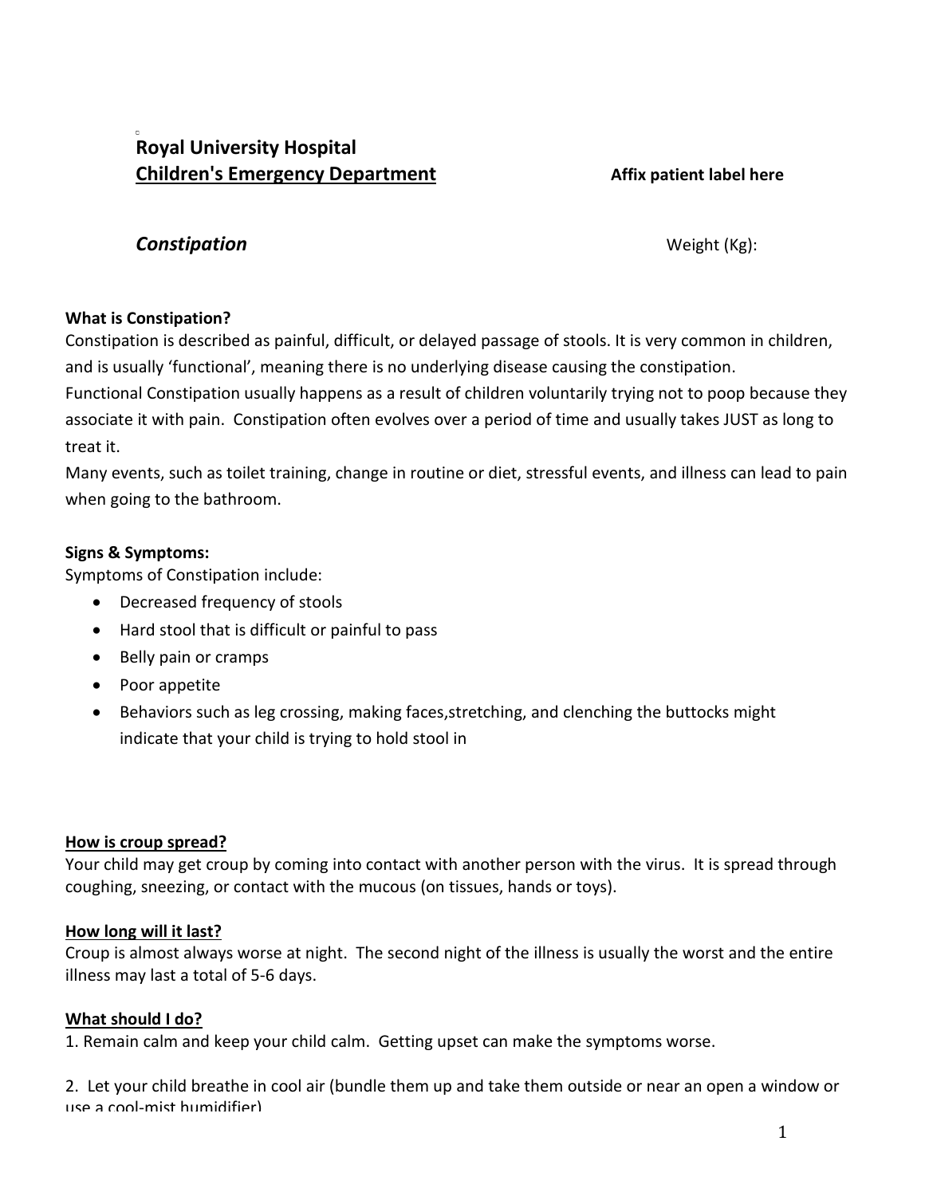**Royal University Hospital**
**Children's Emergency Department**

**Affix patient label here**

## *Constipation*

Weight (Kg):

**What is Constipation?**
Constipation is described as painful, difficult, or delayed passage of stools. It is very common in children, and is usually 'functional', meaning there is no underlying disease causing the constipation.
Functional Constipation usually happens as a result of children voluntarily trying not to poop because they associate it with pain. Constipation often evolves over a period of time and usually takes JUST as long to treat it.
Many events, such as toilet training, change in routine or diet, stressful events, and illness can lead to pain when going to the bathroom.

**Signs & Symptoms:**
Symptoms of Constipation include:

- Decreased frequency of stools
- Hard stool that is difficult or painful to pass
- Belly pain or cramps
- Poor appetite
- Behaviors such as leg crossing, making faces,stretching, and clenching the buttocks might indicate that your child is trying to hold stool in

**How is croup spread?**
Your child may get croup by coming into contact with another person with the virus. It is spread through coughing, sneezing, or contact with the mucous (on tissues, hands or toys).

**How long will it last?**
Croup is almost always worse at night. The second night of the illness is usually the worst and the entire illness may last a total of 5-6 days.

**What should I do?**
1. Remain calm and keep your child calm. Getting upset can make the symptoms worse.

2. Let your child breathe in cool air (bundle them up and take them outside or near an open a window or use a cool-mist humidifier)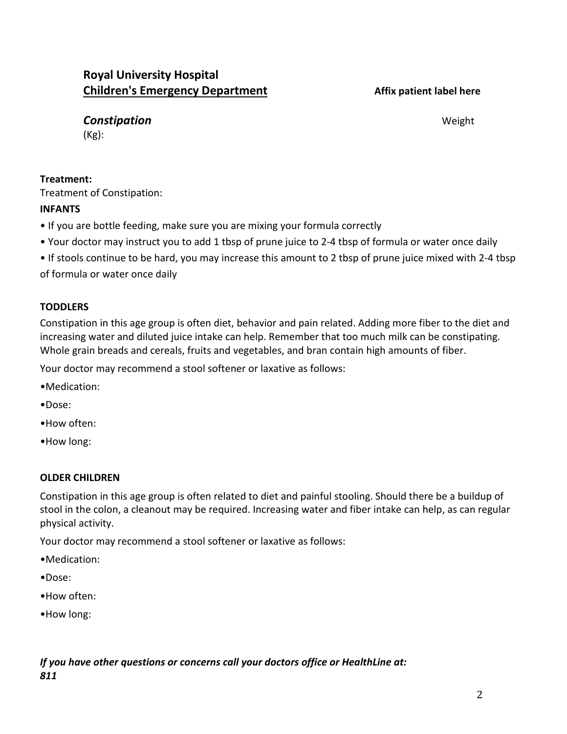**Royal University Hospital**
**Children's Emergency Department**

**Affix patient label here**

***Constipation***

Weight (Kg):

**Treatment:**

Treatment of Constipation:

**INFANTS**

- If you are bottle feeding, make sure you are mixing your formula correctly
- Your doctor may instruct you to add 1 tbsp of prune juice to 2-4 tbsp of formula or water once daily
- If stools continue to be hard, you may increase this amount to 2 tbsp of prune juice mixed with 2-4 tbsp of formula or water once daily

**TODDLERS**

Constipation in this age group is often diet, behavior and pain related. Adding more fiber to the diet and increasing water and diluted juice intake can help. Remember that too much milk can be constipating. Whole grain breads and cereals, fruits and vegetables, and bran contain high amounts of fiber.

Your doctor may recommend a stool softener or laxative as follows:

- Medication:
- Dose:
- How often:
- How long:

**OLDER CHILDREN**

Constipation in this age group is often related to diet and painful stooling. Should there be a buildup of stool in the colon, a cleanout may be required. Increasing water and fiber intake can help, as can regular physical activity.

Your doctor may recommend a stool softener or laxative as follows:

- Medication:
- Dose:
- How often:
- How long:

***If you have other questions or concerns call your doctors office or HealthLine at: 811***